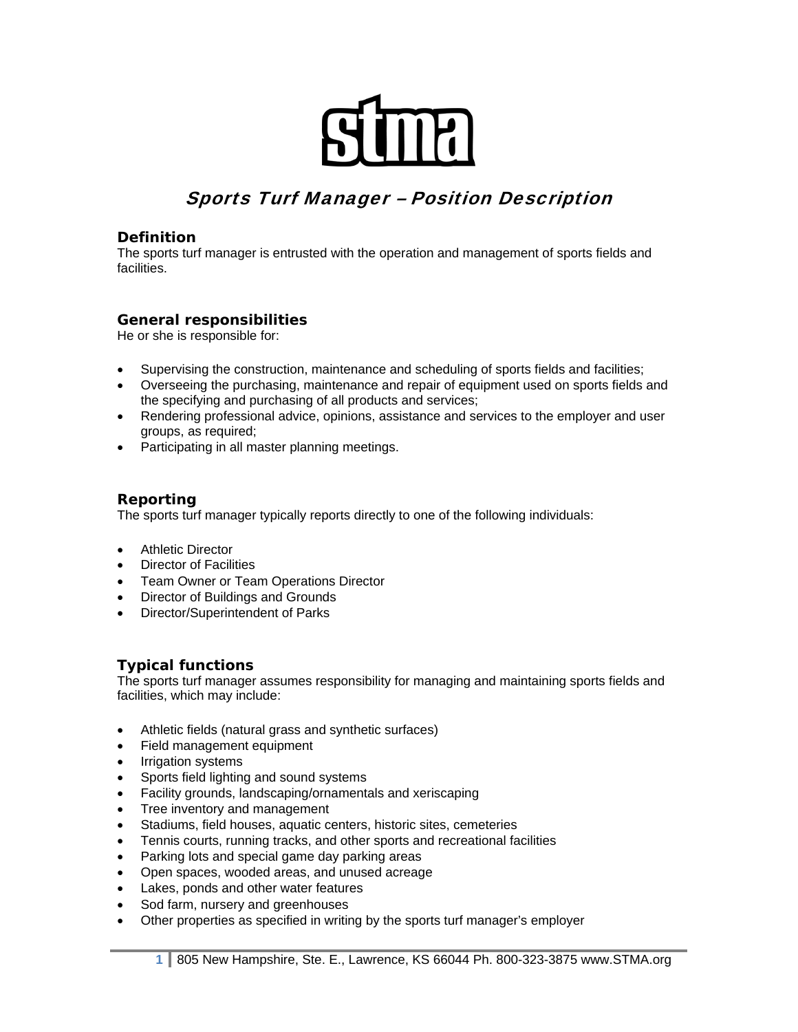stma

# *Sports Turf Manager – Position Description*

## Definition

The sports turf manager is entrusted with the operation and management of sports fields and facilities.

## General responsibilities

He or she is responsible for:

- Supervising the construction, maintenance and scheduling of sports fields and facilities;
- Overseeing the purchasing, maintenance and repair of equipment used on sports fields and the specifying and purchasing of all products and services;
- Rendering professional advice, opinions, assistance and services to the employer and user groups, as required;
- Participating in all master planning meetings.

## Reporting

The sports turf manager typically reports directly to one of the following individuals:

- Athletic Director
- Director of Facilities
- Team Owner or Team Operations Director
- Director of Buildings and Grounds
- Director/Superintendent of Parks

## Typical functions

The sports turf manager assumes responsibility for managing and maintaining sports fields and facilities, which may include:

- Athletic fields (natural grass and synthetic surfaces)
- Field management equipment
- Irrigation systems
- Sports field lighting and sound systems
- Facility grounds, landscaping/ornamentals and xeriscaping
- Tree inventory and management
- Stadiums, field houses, aquatic centers, historic sites, cemeteries
- Tennis courts, running tracks, and other sports and recreational facilities
- Parking lots and special game day parking areas
- Open spaces, wooded areas, and unused acreage
- Lakes, ponds and other water features
- Sod farm, nursery and greenhouses
- Other properties as specified in writing by the sports turf manager's employer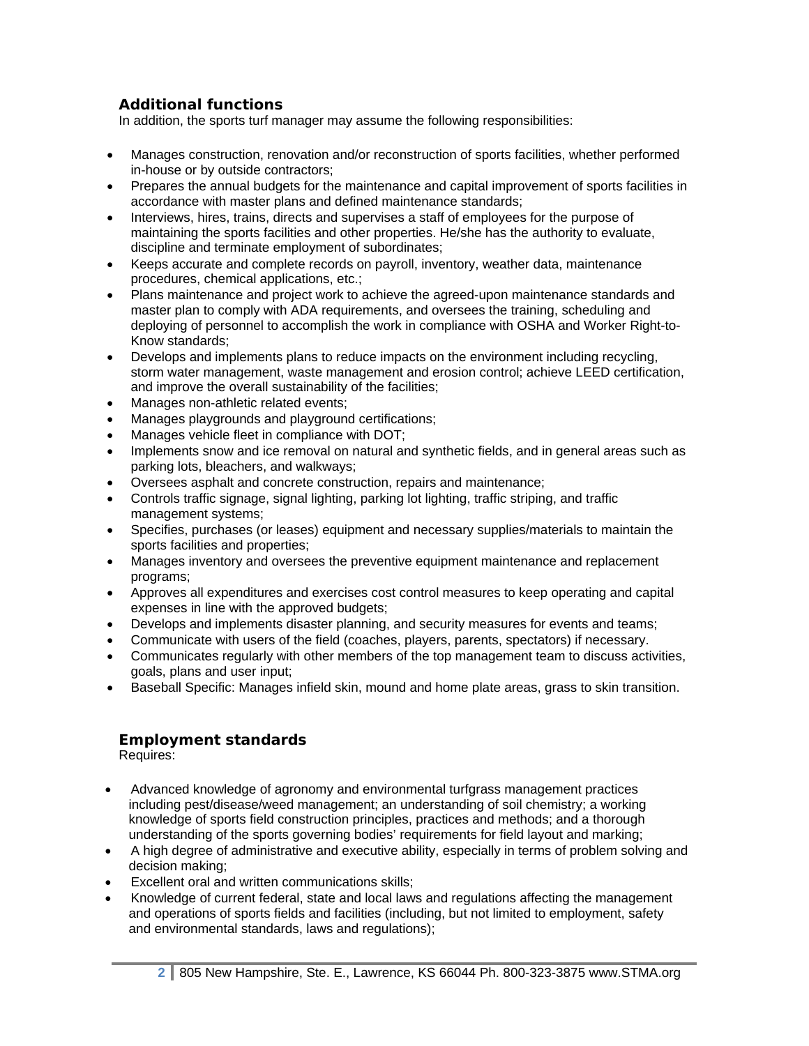## Additional functions

In addition, the sports turf manager may assume the following responsibilities:

- Manages construction, renovation and/or reconstruction of sports facilities, whether performed in-house or by outside contractors;
- Prepares the annual budgets for the maintenance and capital improvement of sports facilities in accordance with master plans and defined maintenance standards;
- Interviews, hires, trains, directs and supervises a staff of employees for the purpose of maintaining the sports facilities and other properties. He/she has the authority to evaluate, discipline and terminate employment of subordinates;
- Keeps accurate and complete records on payroll, inventory, weather data, maintenance procedures, chemical applications, etc.;
- Plans maintenance and project work to achieve the agreed-upon maintenance standards and master plan to comply with ADA requirements, and oversees the training, scheduling and deploying of personnel to accomplish the work in compliance with OSHA and Worker Right-to-Know standards;
- Develops and implements plans to reduce impacts on the environment including recycling, storm water management, waste management and erosion control; achieve LEED certification, and improve the overall sustainability of the facilities;
- Manages non-athletic related events;
- Manages playgrounds and playground certifications;
- Manages vehicle fleet in compliance with DOT;
- Implements snow and ice removal on natural and synthetic fields, and in general areas such as parking lots, bleachers, and walkways;
- Oversees asphalt and concrete construction, repairs and maintenance;
- Controls traffic signage, signal lighting, parking lot lighting, traffic striping, and traffic management systems;
- Specifies, purchases (or leases) equipment and necessary supplies/materials to maintain the sports facilities and properties;
- Manages inventory and oversees the preventive equipment maintenance and replacement programs;
- Approves all expenditures and exercises cost control measures to keep operating and capital expenses in line with the approved budgets;
- Develops and implements disaster planning, and security measures for events and teams;
- Communicate with users of the field (coaches, players, parents, spectators) if necessary.
- Communicates regularly with other members of the top management team to discuss activities, goals, plans and user input;
- Baseball Specific: Manages infield skin, mound and home plate areas, grass to skin transition.

## Employment standards

Requires:

- Advanced knowledge of agronomy and environmental turfgrass management practices including pest/disease/weed management; an understanding of soil chemistry; a working knowledge of sports field construction principles, practices and methods; and a thorough understanding of the sports governing bodies' requirements for field layout and marking;
- A high degree of administrative and executive ability, especially in terms of problem solving and decision making;
- Excellent oral and written communications skills;
- Knowledge of current federal, state and local laws and regulations affecting the management and operations of sports fields and facilities (including, but not limited to employment, safety and environmental standards, laws and regulations);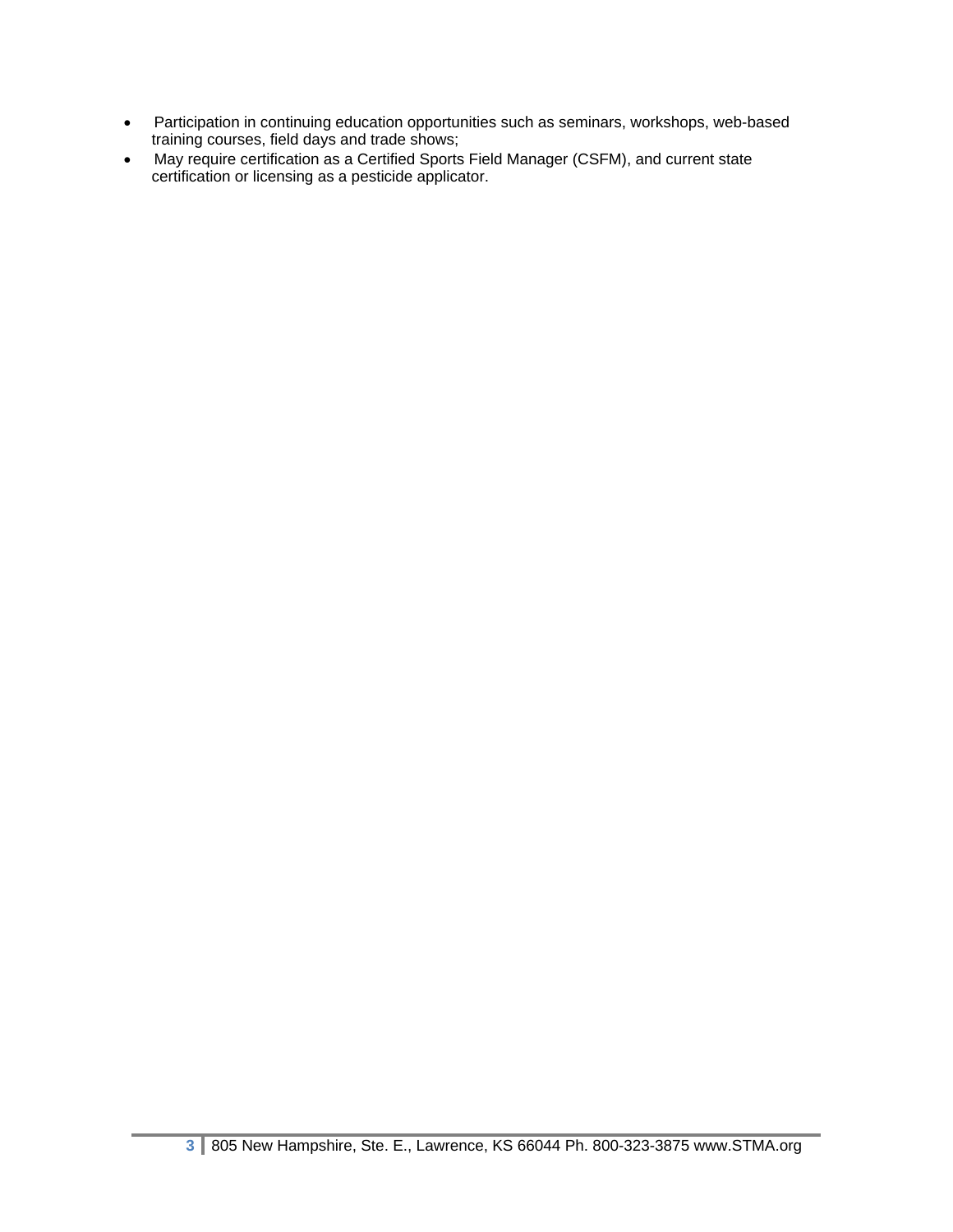- Participation in continuing education opportunities such as seminars, workshops, web-based training courses, field days and trade shows;
- May require certification as a Certified Sports Field Manager (CSFM), and current state certification or licensing as a pesticide applicator.